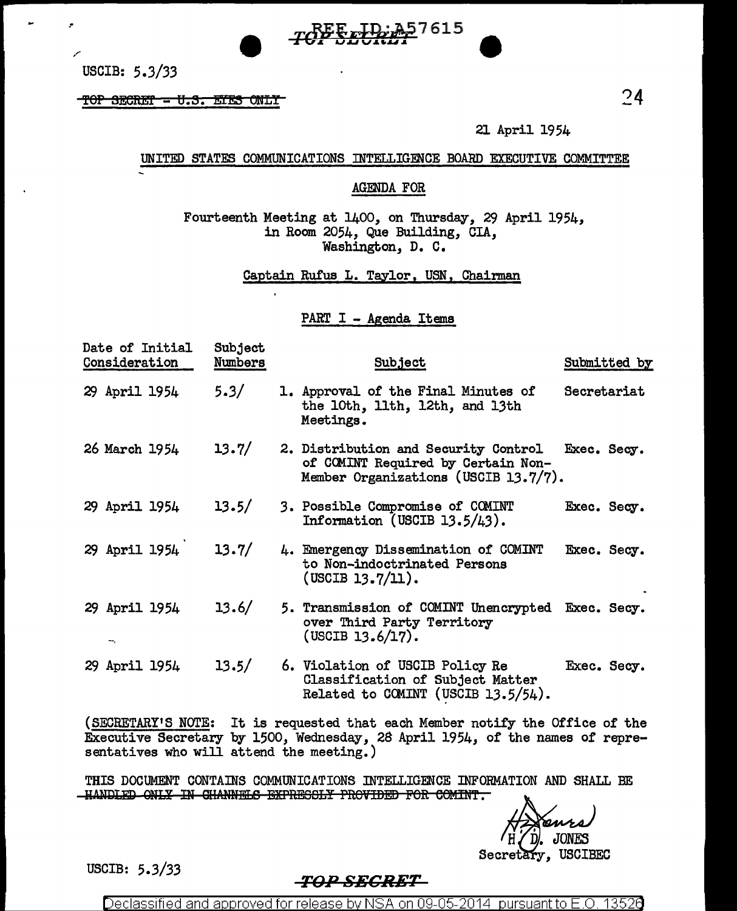REF ID:A57615

TOP SECRET

USCIB: 5.3/33

~~TOP SECRET - U.S. EYES ONLY~~

21 April 1954

UNITED STATES COMMUNICATIONS INTELLIGENCE BOARD EXECUTIVE COMMITTEE

AGENDA FOR

Fourteenth Meeting at 1400, on Thursday, 29 April 1954, in Room 2054, Que Building, CIA, Washington, D. C.

Captain Rufus L. Taylor, USN, Chairman

PART I - Agenda Items

| Date of Initial Consideration | Subject Numbers | Subject | Submitted by |
|---|---|---|---|
| 29 April 1954 | 5.3/ | 1. Approval of the Final Minutes of the 10th, 11th, 12th, and 13th Meetings. | Secretariat |
| 26 March 1954 | 13.7/ | 2. Distribution and Security Control of COMINT Required by Certain Non-Member Organizations (USCIB 13.7/7). | Exec. Secy. |
| 29 April 1954 | 13.5/ | 3. Possible Compromise of COMINT Information (USCIB 13.5/43). | Exec. Secy. |
| 29 April 1954 | 13.7/ | 4. Emergency Dissemination of COMINT to Non-indoctrinated Persons (USCIB 13.7/11). | Exec. Secy. |
| 29 April 1954 | 13.6/ | 5. Transmission of COMINT Unencrypted over Third Party Territory (USCIB 13.6/17). | Exec. Secy. |
| 29 April 1954 | 13.5/ | 6. Violation of USCIB Policy Re Classification of Subject Matter Related to COMINT (USCIB 13.5/54). | Exec. Secy. |

(SECRETARY'S NOTE: It is requested that each Member notify the Office of the Executive Secretary by 1500, Wednesday, 28 April 1954, of the names of representatives who will attend the meeting.)

THIS DOCUMENT CONTAINS COMMUNICATIONS INTELLIGENCE INFORMATION AND SHALL BE ~~HANDLED ONLY IN CHANNELS EXPRESSLY PROVIDED FOR COMINT.~~

H. D. JONES
Secretary, USCIBEC

USCIB: 5.3/33

TOP SECRET

Declassified and approved for release by NSA on 09-05-2014 pursuant to E.O. 13526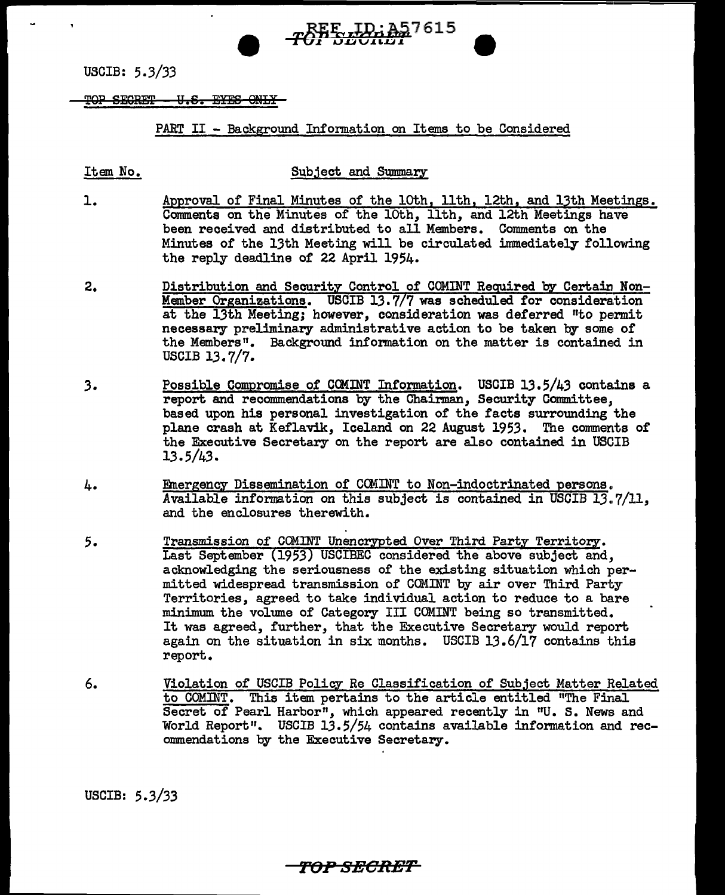REF ID:A57615

USCIB: 5.3/33

~~TOP SECRET - U.S. EYES ONLY~~

PART II - Background Information on Items to be Considered

| Item No. | Subject and Summary |
|---|---|
| 1. | Approval of Final Minutes of the 10th, 11th, 12th, and 13th Meetings. Comments on the Minutes of the 10th, 11th, and 12th Meetings have been received and distributed to all Members. Comments on the Minutes of the 13th Meeting will be circulated immediately following the reply deadline of 22 April 1954. |
| 2. | Distribution and Security Control of COMINT Required by Certain Non-Member Organizations. USCIB 13.7/7 was scheduled for consideration at the 13th Meeting; however, consideration was deferred "to permit necessary preliminary administrative action to be taken by some of the Members". Background information on the matter is contained in USCIB 13.7/7. |
| 3. | Possible Compromise of COMINT Information. USCIB 13.5/43 contains a report and recommendations by the Chairman, Security Committee, based upon his personal investigation of the facts surrounding the plane crash at Keflavik, Iceland on 22 August 1953. The comments of the Executive Secretary on the report are also contained in USCIB 13.5/43. |
| 4. | Emergency Dissemination of COMINT to Non-indoctrinated persons. Available information on this subject is contained in USCIB 13.7/11, and the enclosures therewith. |
| 5. | Transmission of COMINT Unencrypted Over Third Party Territory. Last September (1953) USCIBEC considered the above subject and, acknowledging the seriousness of the existing situation which permitted widespread transmission of COMINT by air over Third Party Territories, agreed to take individual action to reduce to a bare minimum the volume of Category III COMINT being so transmitted. It was agreed, further, that the Executive Secretary would report again on the situation in six months. USCIB 13.6/17 contains this report. |
| 6. | Violation of USCIB Policy Re Classification of Subject Matter Related to COMINT. This item pertains to the article entitled "The Final Secret of Pearl Harbor", which appeared recently in "U. S. News and World Report". USCIB 13.5/54 contains available information and recommendations by the Executive Secretary. |

USCIB: 5.3/33

~~TOP SECRET~~